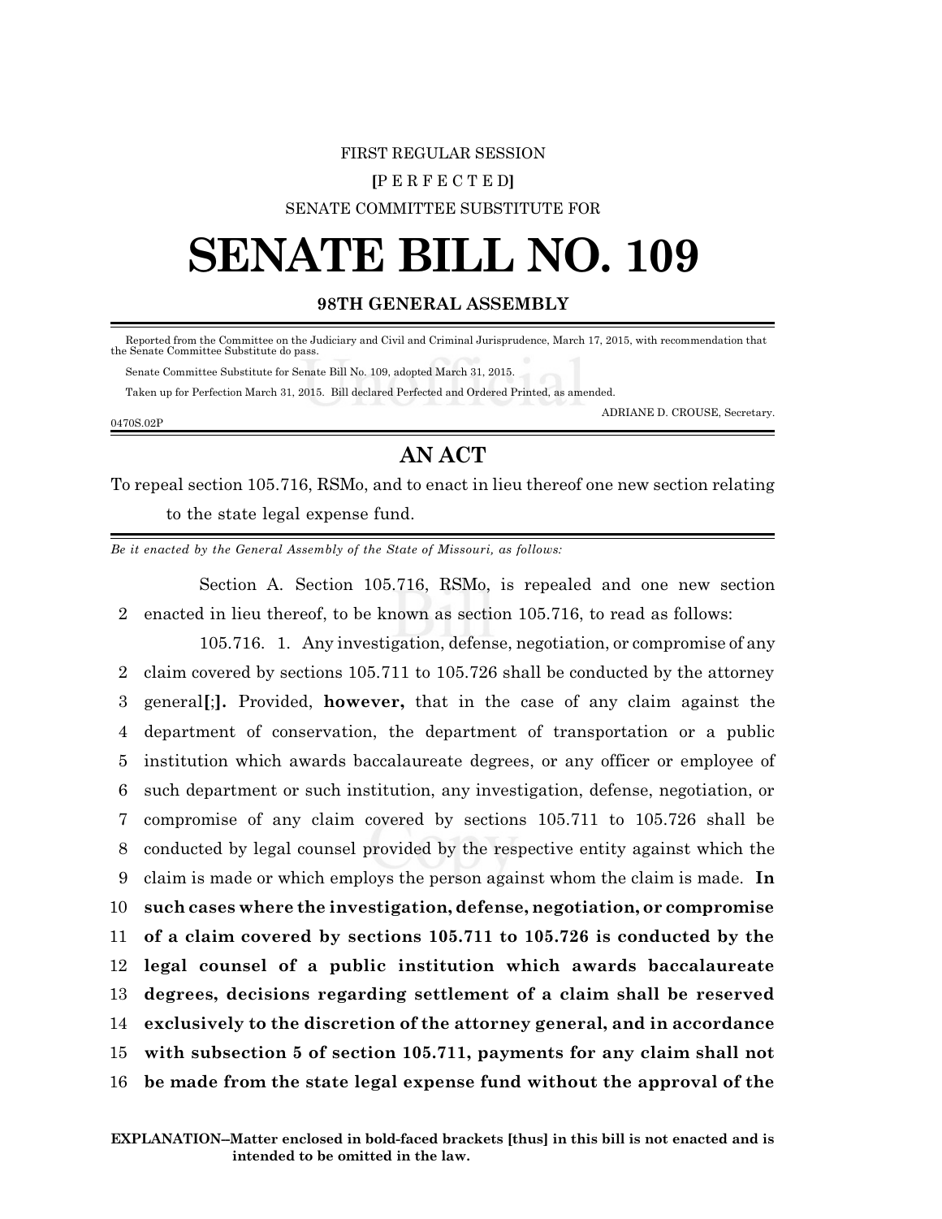FIRST REGULAR SESSION

**[**P E R F E C T E D**]**

SENATE COMMITTEE SUBSTITUTE FOR

# SENATE BILL NO. 109

**98TH GENERAL ASSEMBLY**

Reported from the Committee on the Judiciary and Civil and Criminal Jurisprudence, March 17, 2015, with recommendation that the Senate Committee Substitute do pass.

Senate Committee Substitute for Senate Bill No. 109, adopted March 31, 2015.

Taken up for Perfection March 31, 2015. Bill declared Perfected and Ordered Printed, as amended.

ADRIANE D. CROUSE, Secretary.

0470S.02P

## AN ACT

To repeal section 105.716, RSMo, and to enact in lieu thereof one new section relating to the state legal expense fund.

*Be it enacted by the General Assembly of the State of Missouri, as follows:*

Section A. Section 105.716, RSMo, is repealed and one new section
2 enacted in lieu thereof, to be known as section 105.716, to read as follows:

105.716. 1. Any investigation, defense, negotiation, or compromise of any
2 claim covered by sections 105.711 to 105.726 shall be conducted by the attorney
3 general**[**;**]. ** Provided, **however,** that in the case of any claim against the
4 department of conservation, the department of transportation or a public
5 institution which awards baccalaureate degrees, or any officer or employee of
6 such department or such institution, any investigation, defense, negotiation, or
7 compromise of any claim covered by sections 105.711 to 105.726 shall be
8 conducted by legal counsel provided by the respective entity against which the
9 claim is made or which employs the person against whom the claim is made. **In**
10 **such cases where the investigation, defense, negotiation, or compromise**
11 **of a claim covered by sections 105.711 to 105.726 is conducted by the**
12 **legal counsel of a public institution which awards baccalaureate**
13 **degrees, decisions regarding settlement of a claim shall be reserved**
14 **exclusively to the discretion of the attorney general, and in accordance**
15 **with subsection 5 of section 105.711, payments for any claim shall not**
16 **be made from the state legal expense fund without the approval of the**

**EXPLANATION--Matter enclosed in bold-faced brackets [thus] in this bill is not enacted and is intended to be omitted in the law.**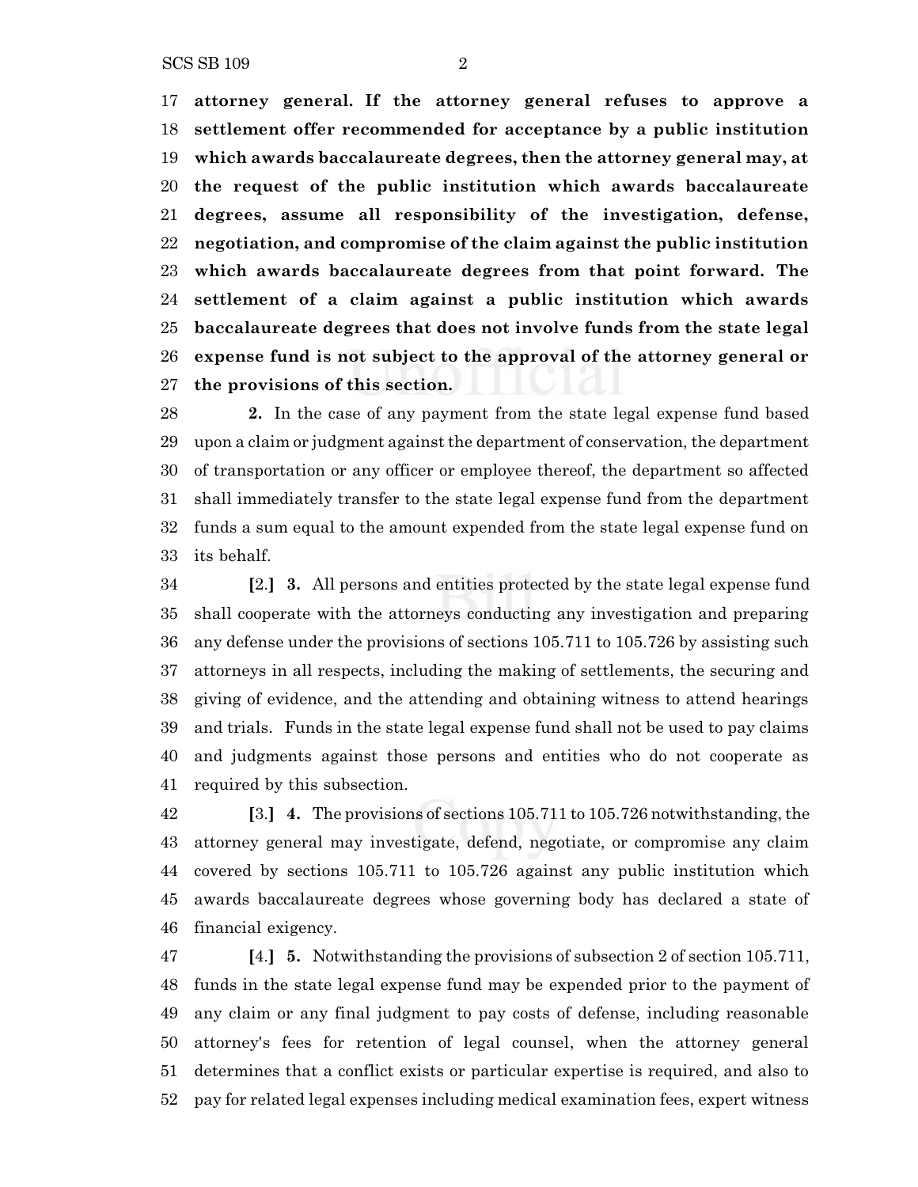**attorney general. If the attorney general refuses to approve a settlement offer recommended for acceptance by a public institution which awards baccalaureate degrees, then the attorney general may, at the request of the public institution which awards baccalaureate degrees, assume all responsibility of the investigation, defense, negotiation, and compromise of the claim against the public institution which awards baccalaureate degrees from that point forward. The settlement of a claim against a public institution which awards baccalaureate degrees that does not involve funds from the state legal expense fund is not subject to the approval of the attorney general or the provisions of this section.**

**2.** In the case of any payment from the state legal expense fund based upon a claim or judgment against the department of conservation, the department of transportation or any officer or employee thereof, the department so affected shall immediately transfer to the state legal expense fund from the department funds a sum equal to the amount expended from the state legal expense fund on its behalf.

**[**2.**]** **3.** All persons and entities protected by the state legal expense fund shall cooperate with the attorneys conducting any investigation and preparing any defense under the provisions of sections 105.711 to 105.726 by assisting such attorneys in all respects, including the making of settlements, the securing and giving of evidence, and the attending and obtaining witness to attend hearings and trials. Funds in the state legal expense fund shall not be used to pay claims and judgments against those persons and entities who do not cooperate as required by this subsection.

**[**3.**]** **4.** The provisions of sections 105.711 to 105.726 notwithstanding, the attorney general may investigate, defend, negotiate, or compromise any claim covered by sections 105.711 to 105.726 against any public institution which awards baccalaureate degrees whose governing body has declared a state of financial exigency.

**[**4.**]** **5.** Notwithstanding the provisions of subsection 2 of section 105.711, funds in the state legal expense fund may be expended prior to the payment of any claim or any final judgment to pay costs of defense, including reasonable attorney's fees for retention of legal counsel, when the attorney general determines that a conflict exists or particular expertise is required, and also to pay for related legal expenses including medical examination fees, expert witness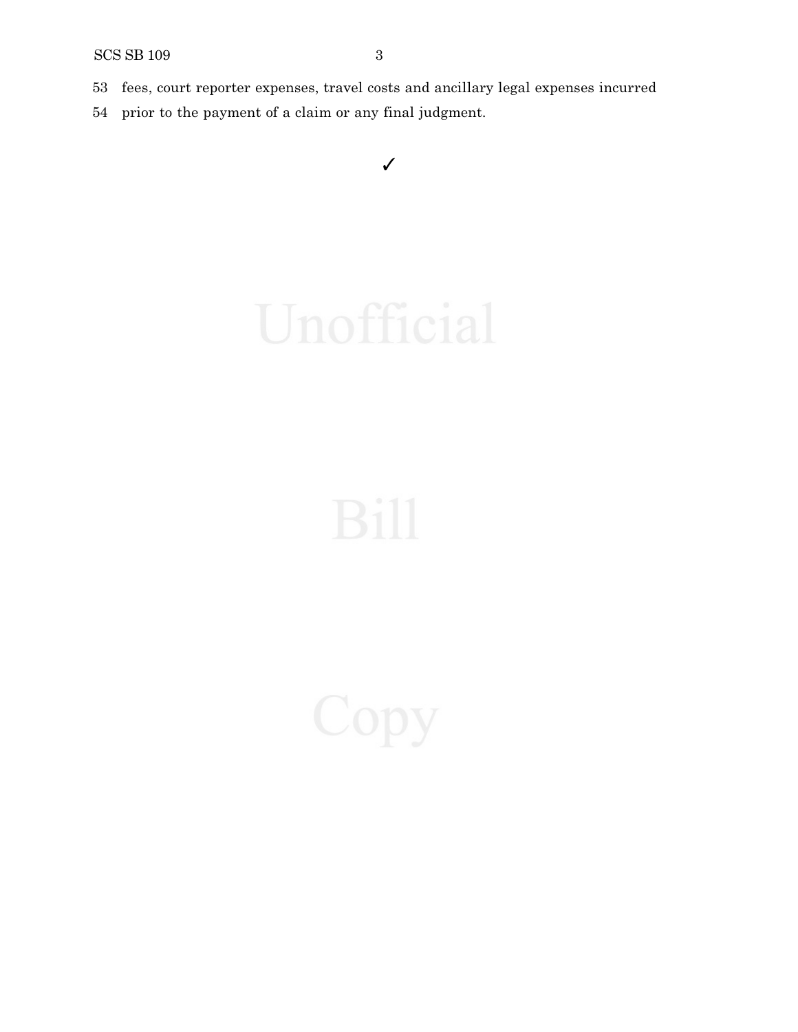53 fees, court reporter expenses, travel costs and ancillary legal expenses incurred
54 prior to the payment of a claim or any final judgment.

✓